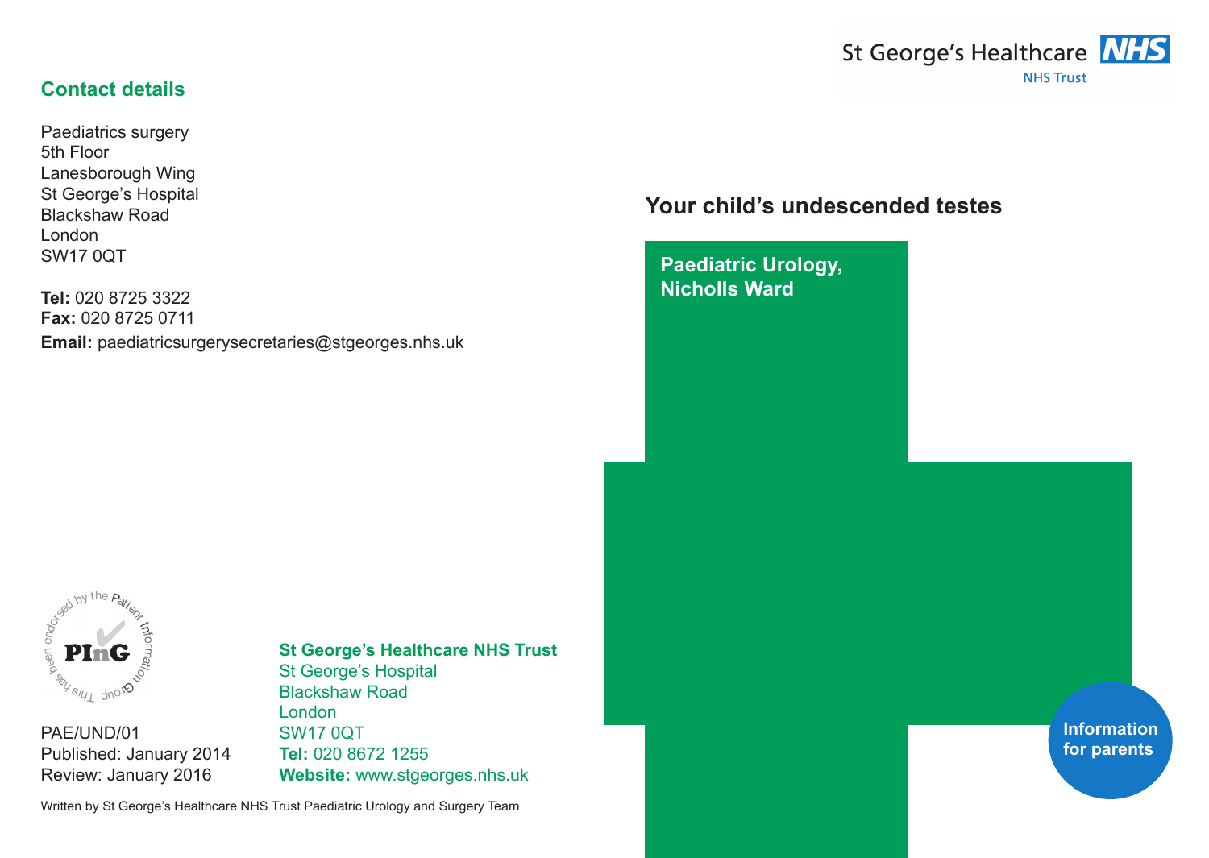St George's Healthcare NHS Trust

# Your child's undescended testes

**Paediatric Urology, Nicholls Ward**

**Information for parents**

## Contact details

Paediatrics surgery
5th Floor
Lanesborough Wing
St George's Hospital
Blackshaw Road
London
SW17 0QT

**Tel:** 020 8725 3322
**Fax:** 020 8725 0711
**Email:** paediatricsurgerysecretaries@stgeorges.nhs.uk

This has been endorsed by the Patient Information Group (PInG)

PAE/UND/01
Published: January 2014
Review: January 2016

**St George's Healthcare NHS Trust**
St George's Hospital
Blackshaw Road
London
SW17 0QT
**Tel:** 020 8672 1255
**Website:** www.stgeorges.nhs.uk

Written by St George's Healthcare NHS Trust Paediatric Urology and Surgery Team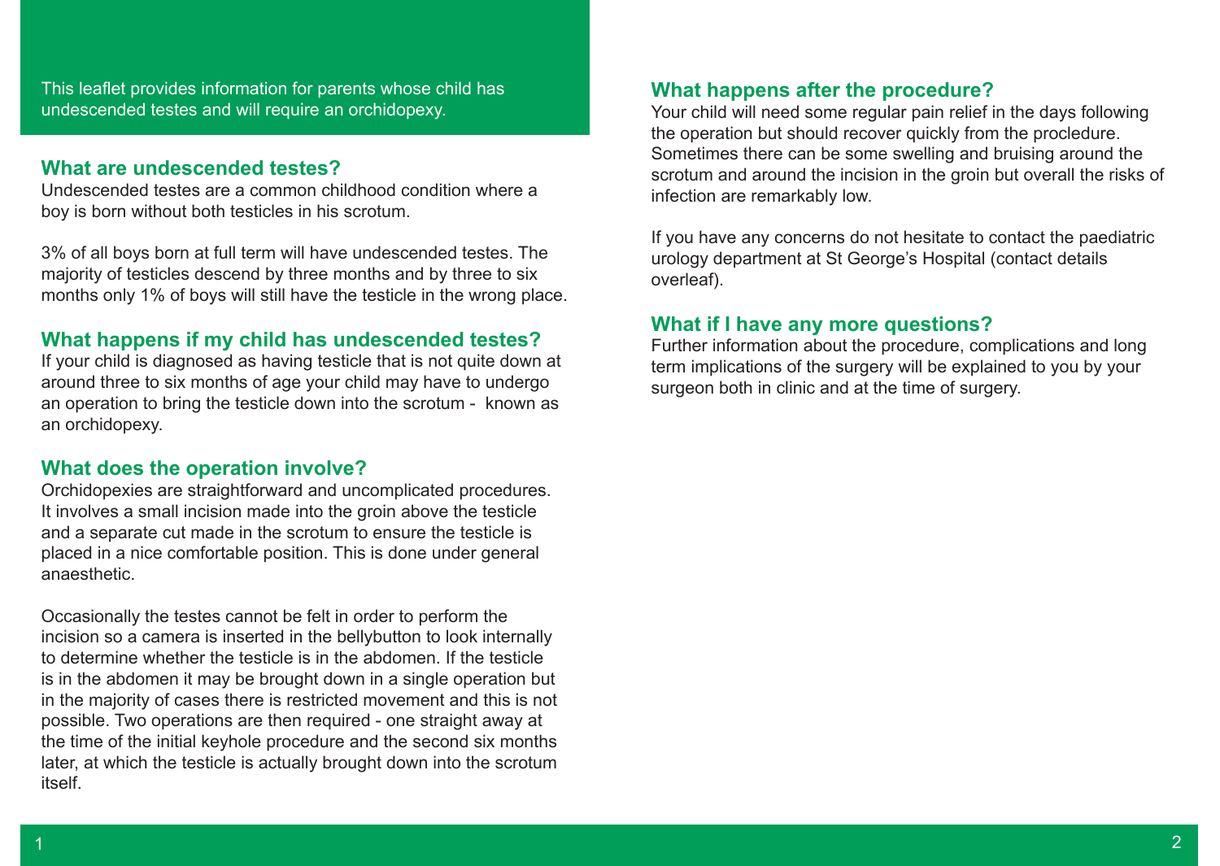This leaflet provides information for parents whose child has undescended testes and will require an orchidopexy.

## What are undescended testes?

Undescended testes are a common childhood condition where a boy is born without both testicles in his scrotum.

3% of all boys born at full term will have undescended testes. The majority of testicles descend by three months and by three to six months only 1% of boys will still have the testicle in the wrong place.

## What happens if my child has undescended testes?

If your child is diagnosed as having testicle that is not quite down at around three to six months of age your child may have to undergo an operation to bring the testicle down into the scrotum - known as an orchidopexy.

## What does the operation involve?

Orchidopexies are straightforward and uncomplicated procedures. It involves a small incision made into the groin above the testicle and a separate cut made in the scrotum to ensure the testicle is placed in a nice comfortable position. This is done under general anaesthetic.

Occasionally the testes cannot be felt in order to perform the incision so a camera is inserted in the bellybutton to look internally to determine whether the testicle is in the abdomen. If the testicle is in the abdomen it may be brought down in a single operation but in the majority of cases there is restricted movement and this is not possible. Two operations are then required - one straight away at the time of the initial keyhole procedure and the second six months later, at which the testicle is actually brought down into the scrotum itself.

## What happens after the procedure?

Your child will need some regular pain relief in the days following the operation but should recover quickly from the procledure. Sometimes there can be some swelling and bruising around the scrotum and around the incision in the groin but overall the risks of infection are remarkably low.

If you have any concerns do not hesitate to contact the paediatric urology department at St George's Hospital (contact details overleaf).

## What if I have any more questions?

Further information about the procedure, complications and long term implications of the surgery will be explained to you by your surgeon both in clinic and at the time of surgery.